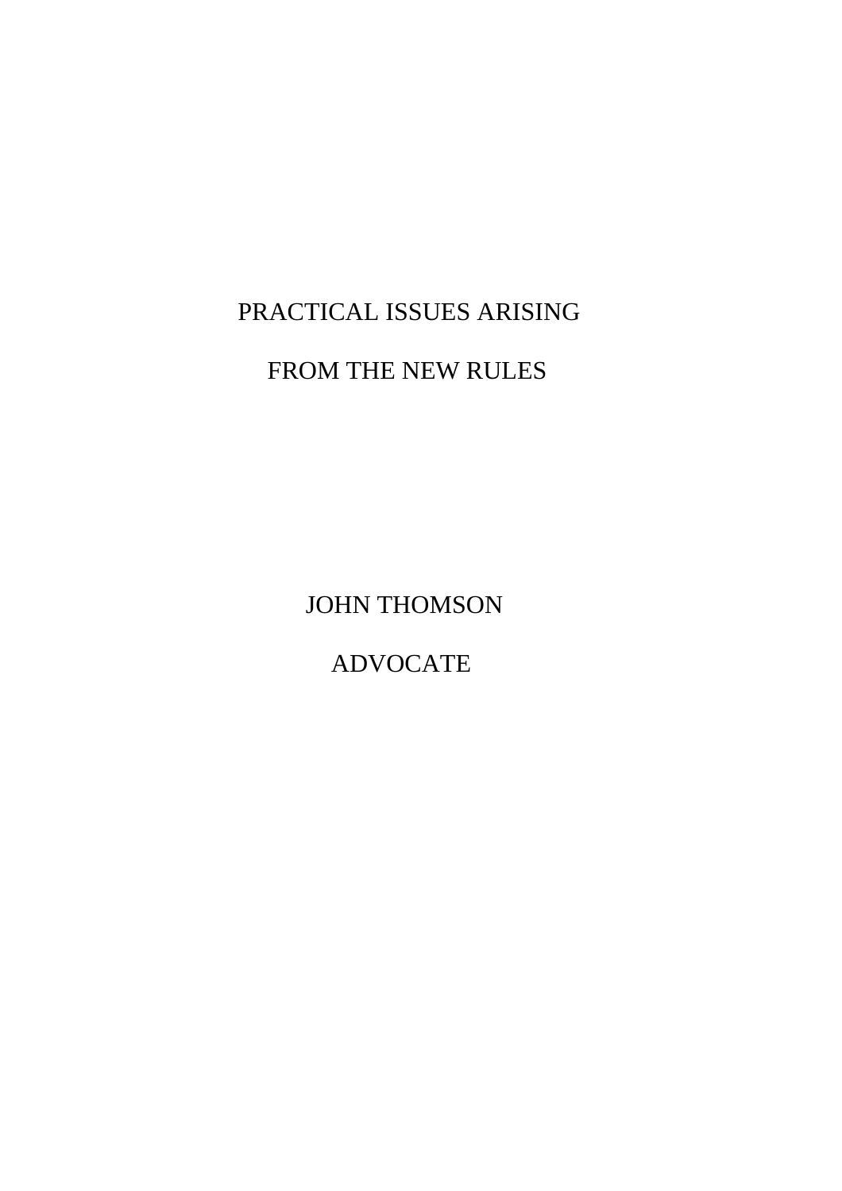# PRACTICAL ISSUES ARISING

# FROM THE NEW RULES

JOHN THOMSON

ADVOCATE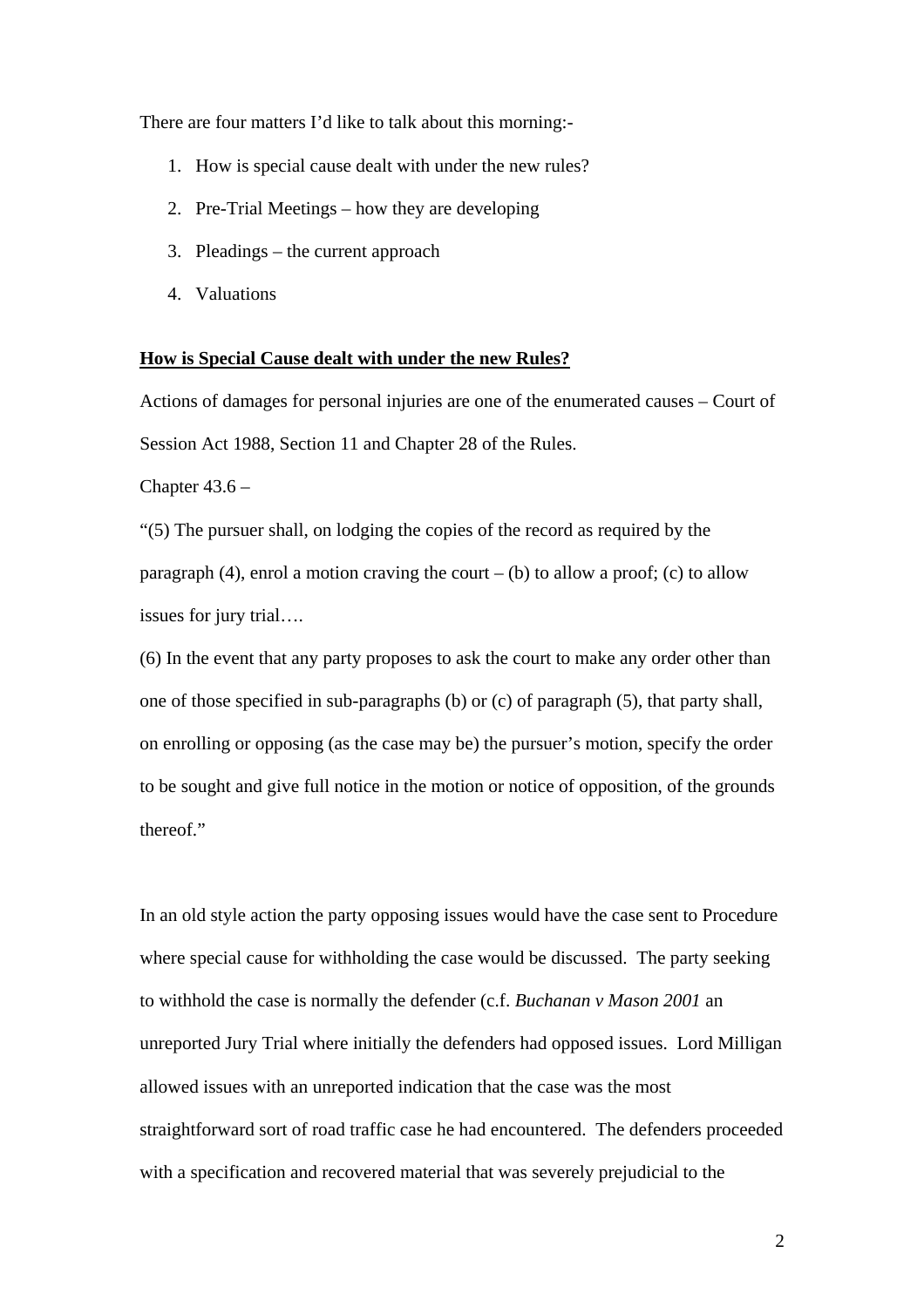There are four matters I'd like to talk about this morning:-

1. How is special cause dealt with under the new rules?
2. Pre-Trial Meetings – how they are developing
3. Pleadings – the current approach
4. Valuations

**<u>How is Special Cause dealt with under the new Rules?</u>**

Actions of damages for personal injuries are one of the enumerated causes – Court of Session Act 1988, Section 11 and Chapter 28 of the Rules.

Chapter 43.6 –

"(5) The pursuer shall, on lodging the copies of the record as required by the paragraph (4), enrol a motion craving the court – (b) to allow a proof; (c) to allow issues for jury trial….

(6) In the event that any party proposes to ask the court to make any order other than one of those specified in sub-paragraphs (b) or (c) of paragraph (5), that party shall, on enrolling or opposing (as the case may be) the pursuer's motion, specify the order to be sought and give full notice in the motion or notice of opposition, of the grounds thereof."

In an old style action the party opposing issues would have the case sent to Procedure where special cause for withholding the case would be discussed. The party seeking to withhold the case is normally the defender (c.f. *Buchanan v Mason 2001* an unreported Jury Trial where initially the defenders had opposed issues. Lord Milligan allowed issues with an unreported indication that the case was the most straightforward sort of road traffic case he had encountered. The defenders proceeded with a specification and recovered material that was severely prejudicial to the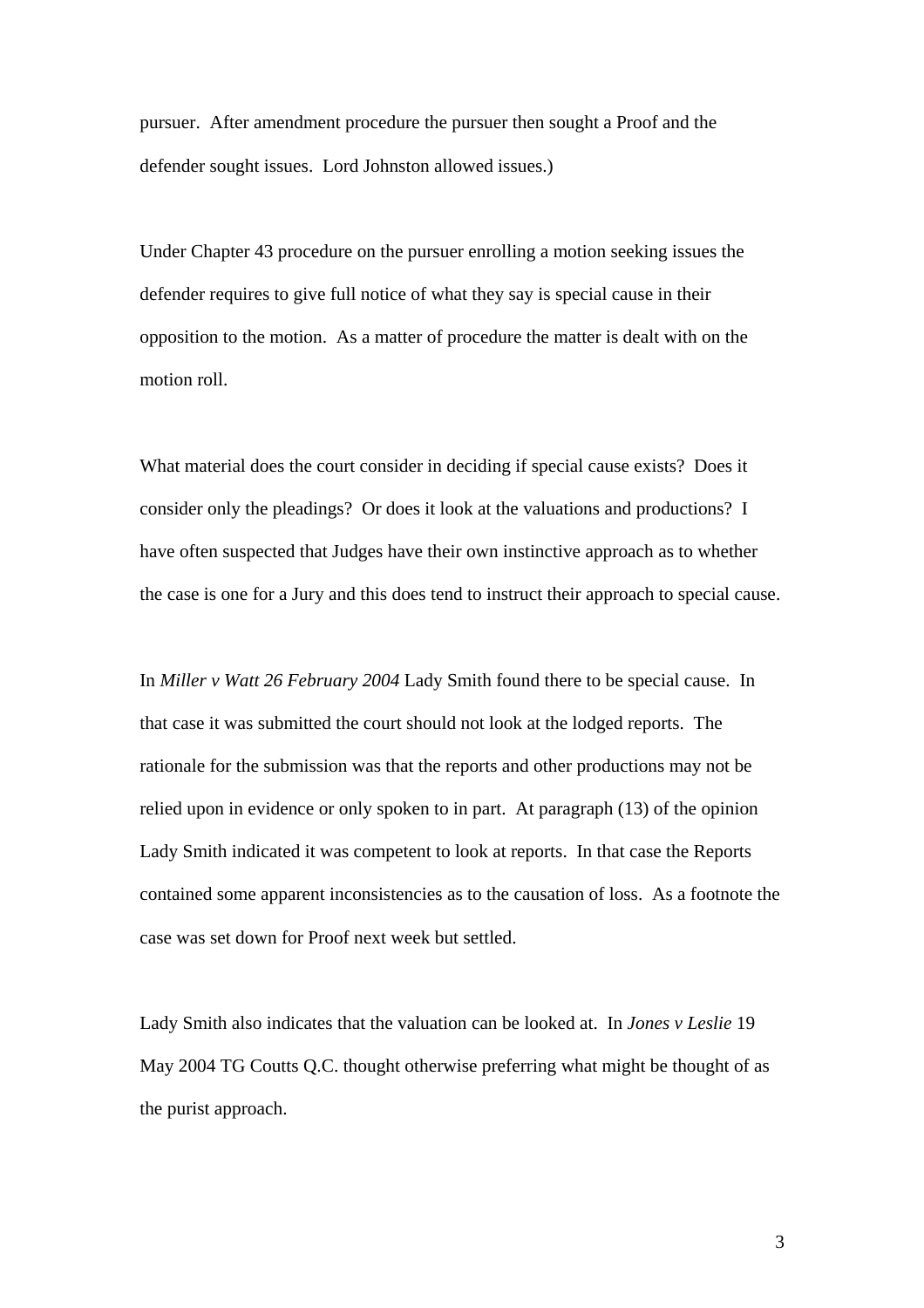pursuer. After amendment procedure the pursuer then sought a Proof and the defender sought issues. Lord Johnston allowed issues.)

Under Chapter 43 procedure on the pursuer enrolling a motion seeking issues the defender requires to give full notice of what they say is special cause in their opposition to the motion. As a matter of procedure the matter is dealt with on the motion roll.

What material does the court consider in deciding if special cause exists? Does it consider only the pleadings? Or does it look at the valuations and productions? I have often suspected that Judges have their own instinctive approach as to whether the case is one for a Jury and this does tend to instruct their approach to special cause.

In *Miller v Watt 26 February 2004* Lady Smith found there to be special cause. In that case it was submitted the court should not look at the lodged reports. The rationale for the submission was that the reports and other productions may not be relied upon in evidence or only spoken to in part. At paragraph (13) of the opinion Lady Smith indicated it was competent to look at reports. In that case the Reports contained some apparent inconsistencies as to the causation of loss. As a footnote the case was set down for Proof next week but settled.

Lady Smith also indicates that the valuation can be looked at. In *Jones v Leslie* 19 May 2004 TG Coutts Q.C. thought otherwise preferring what might be thought of as the purist approach.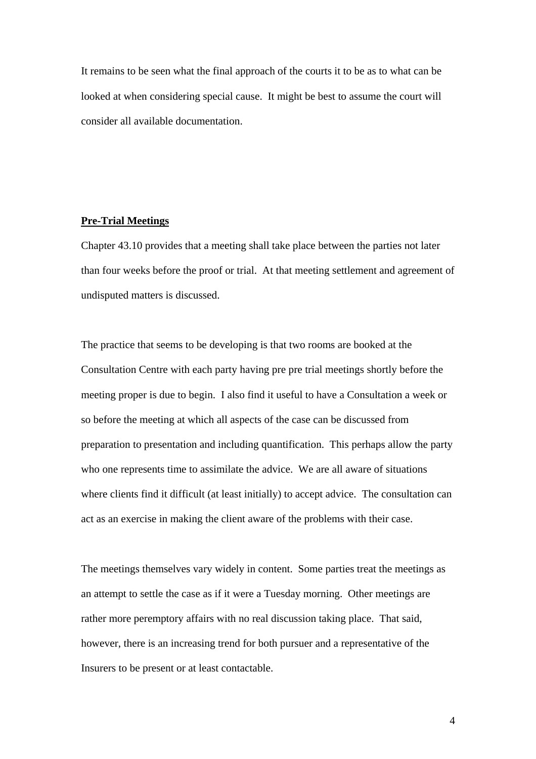It remains to be seen what the final approach of the courts it to be as to what can be looked at when considering special cause. It might be best to assume the court will consider all available documentation.

**Pre-Trial Meetings**

Chapter 43.10 provides that a meeting shall take place between the parties not later than four weeks before the proof or trial. At that meeting settlement and agreement of undisputed matters is discussed.

The practice that seems to be developing is that two rooms are booked at the Consultation Centre with each party having pre pre trial meetings shortly before the meeting proper is due to begin. I also find it useful to have a Consultation a week or so before the meeting at which all aspects of the case can be discussed from preparation to presentation and including quantification. This perhaps allow the party who one represents time to assimilate the advice. We are all aware of situations where clients find it difficult (at least initially) to accept advice. The consultation can act as an exercise in making the client aware of the problems with their case.

The meetings themselves vary widely in content. Some parties treat the meetings as an attempt to settle the case as if it were a Tuesday morning. Other meetings are rather more peremptory affairs with no real discussion taking place. That said, however, there is an increasing trend for both pursuer and a representative of the Insurers to be present or at least contactable.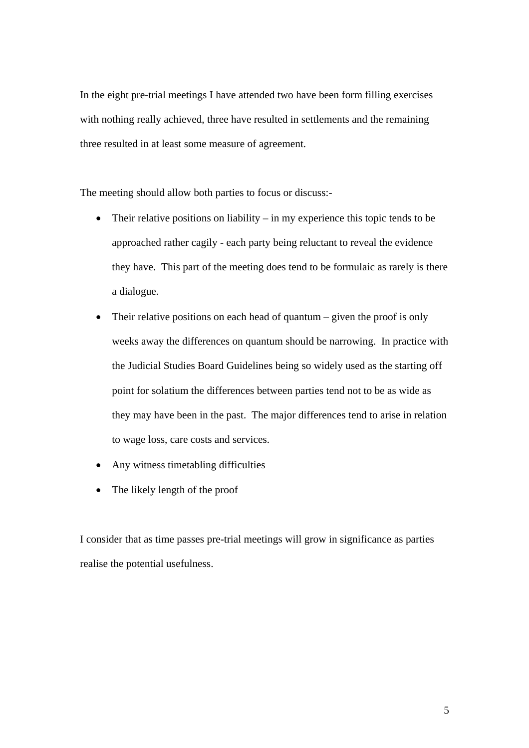In the eight pre-trial meetings I have attended two have been form filling exercises with nothing really achieved, three have resulted in settlements and the remaining three resulted in at least some measure of agreement.

The meeting should allow both parties to focus or discuss:-

- Their relative positions on liability – in my experience this topic tends to be approached rather cagily - each party being reluctant to reveal the evidence they have. This part of the meeting does tend to be formulaic as rarely is there a dialogue.
- Their relative positions on each head of quantum – given the proof is only weeks away the differences on quantum should be narrowing. In practice with the Judicial Studies Board Guidelines being so widely used as the starting off point for solatium the differences between parties tend not to be as wide as they may have been in the past. The major differences tend to arise in relation to wage loss, care costs and services.
- Any witness timetabling difficulties
- The likely length of the proof

I consider that as time passes pre-trial meetings will grow in significance as parties realise the potential usefulness.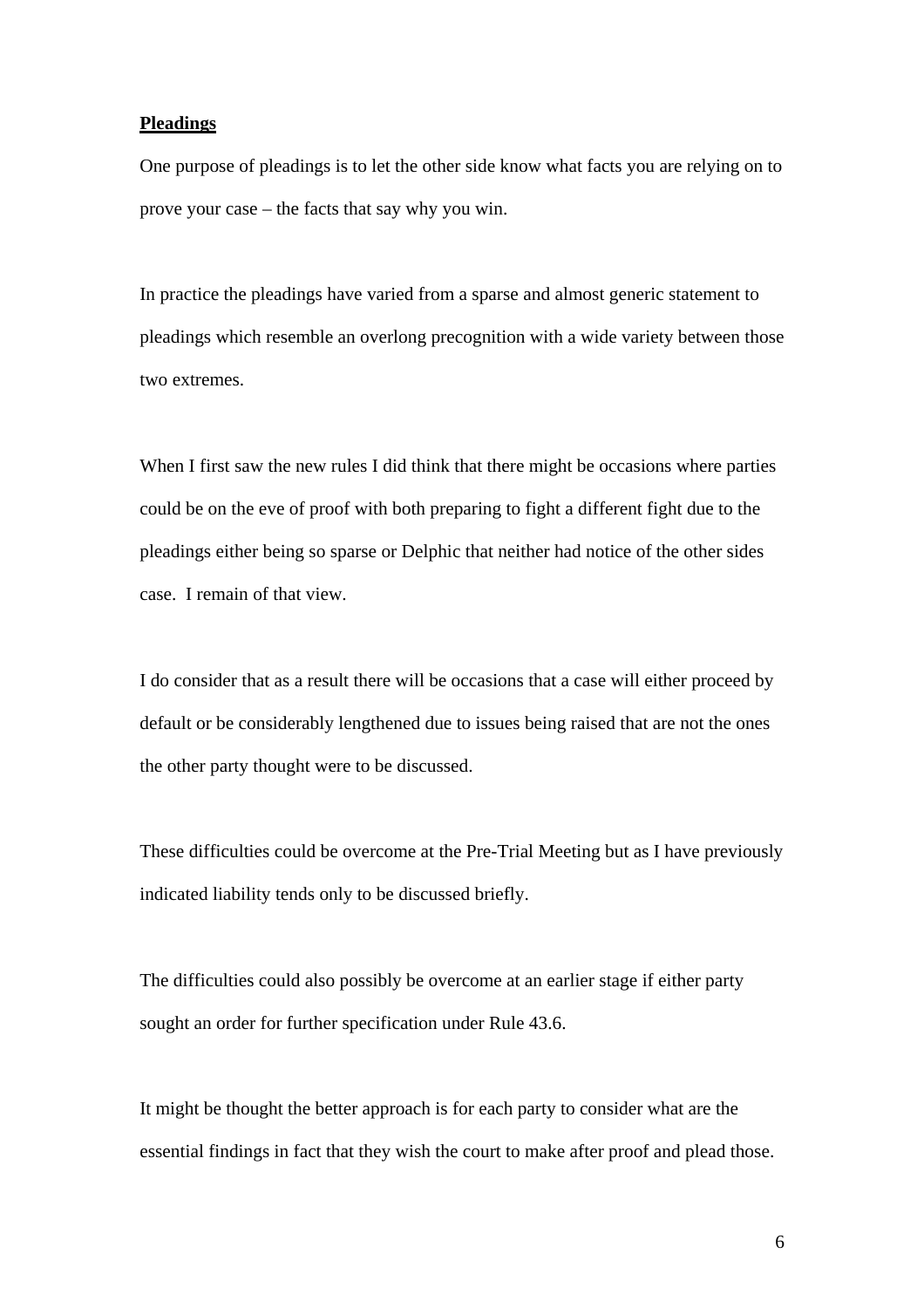**Pleadings**

One purpose of pleadings is to let the other side know what facts you are relying on to prove your case – the facts that say why you win.

In practice the pleadings have varied from a sparse and almost generic statement to pleadings which resemble an overlong precognition with a wide variety between those two extremes.

When I first saw the new rules I did think that there might be occasions where parties could be on the eve of proof with both preparing to fight a different fight due to the pleadings either being so sparse or Delphic that neither had notice of the other sides case.  I remain of that view.

I do consider that as a result there will be occasions that a case will either proceed by default or be considerably lengthened due to issues being raised that are not the ones the other party thought were to be discussed.

These difficulties could be overcome at the Pre-Trial Meeting but as I have previously indicated liability tends only to be discussed briefly.

The difficulties could also possibly be overcome at an earlier stage if either party sought an order for further specification under Rule 43.6.

It might be thought the better approach is for each party to consider what are the essential findings in fact that they wish the court to make after proof and plead those.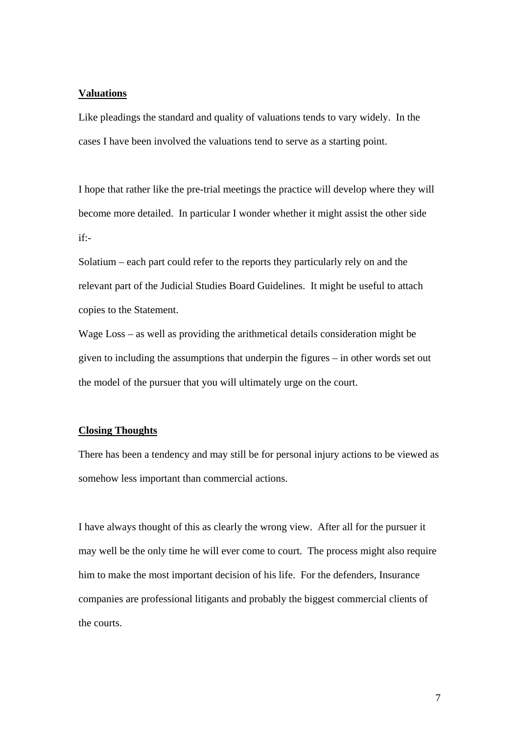**Valuations**

Like pleadings the standard and quality of valuations tends to vary widely. In the cases I have been involved the valuations tend to serve as a starting point.

I hope that rather like the pre-trial meetings the practice will develop where they will become more detailed. In particular I wonder whether it might assist the other side if:-

Solatium – each part could refer to the reports they particularly rely on and the relevant part of the Judicial Studies Board Guidelines. It might be useful to attach copies to the Statement.

Wage Loss – as well as providing the arithmetical details consideration might be given to including the assumptions that underpin the figures – in other words set out the model of the pursuer that you will ultimately urge on the court.

**Closing Thoughts**

There has been a tendency and may still be for personal injury actions to be viewed as somehow less important than commercial actions.

I have always thought of this as clearly the wrong view. After all for the pursuer it may well be the only time he will ever come to court. The process might also require him to make the most important decision of his life. For the defenders, Insurance companies are professional litigants and probably the biggest commercial clients of the courts.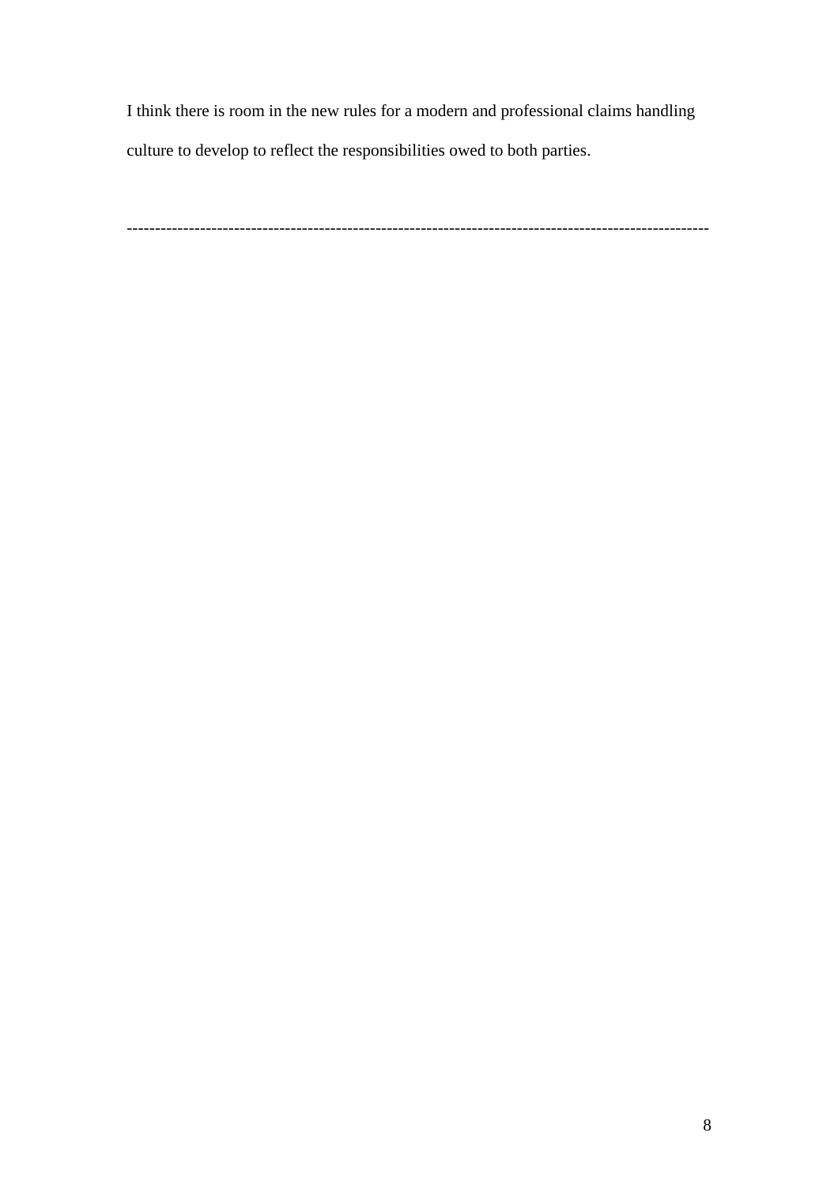I think there is room in the new rules for a modern and professional claims handling culture to develop to reflect the responsibilities owed to both parties.

----------------------------------------------------------------------------------------------------